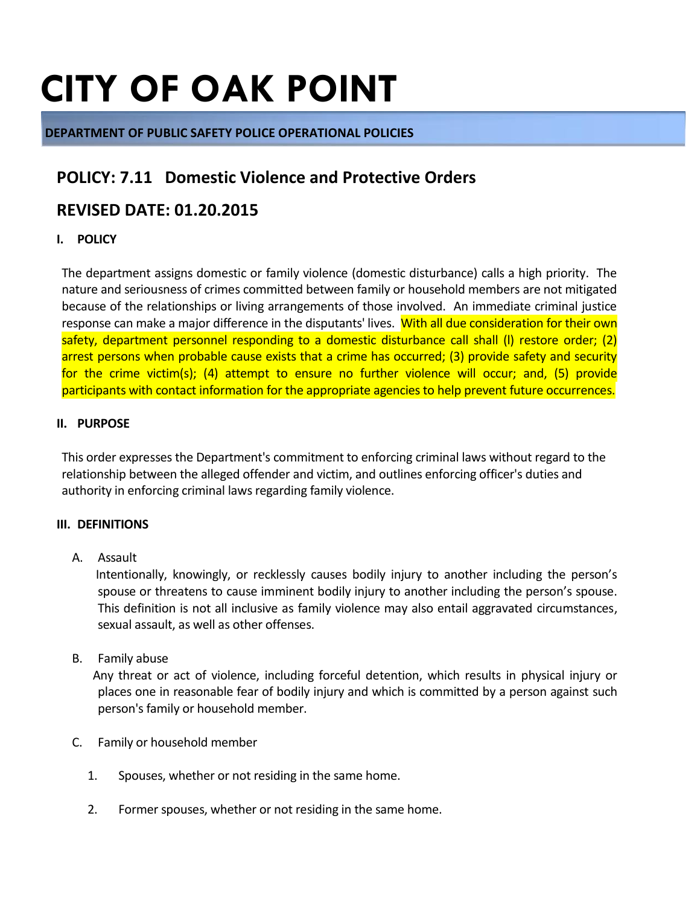# CITY OF OAK POINT

**DEPARTMENT OF PUBLIC SAFETY POLICE OPERATIONAL POLICIES**

## POLICY: 7.11 Domestic Violence and Protective Orders

## REVISED DATE: 01.20.2015

### I. POLICY

The department assigns domestic or family violence (domestic disturbance) calls a high priority. The nature and seriousness of crimes committed between family or household members are not mitigated because of the relationships or living arrangements of those involved. An immediate criminal justice response can make a major difference in the disputants' lives. With all due consideration for their own safety, department personnel responding to a domestic disturbance call shall (l) restore order; (2) arrest persons when probable cause exists that a crime has occurred; (3) provide safety and security for the crime victim(s); (4) attempt to ensure no further violence will occur; and, (5) provide participants with contact information for the appropriate agencies to help prevent future occurrences.

### II. PURPOSE

This order expresses the Department's commitment to enforcing criminal laws without regard to the relationship between the alleged offender and victim, and outlines enforcing officer's duties and authority in enforcing criminal laws regarding family violence.

### III. DEFINITIONS

A. Assault

Intentionally, knowingly, or recklessly causes bodily injury to another including the person's spouse or threatens to cause imminent bodily injury to another including the person's spouse. This definition is not all inclusive as family violence may also entail aggravated circumstances, sexual assault, as well as other offenses.

B. Family abuse

Any threat or act of violence, including forceful detention, which results in physical injury or places one in reasonable fear of bodily injury and which is committed by a person against such person's family or household member.

C. Family or household member

1. Spouses, whether or not residing in the same home.

2. Former spouses, whether or not residing in the same home.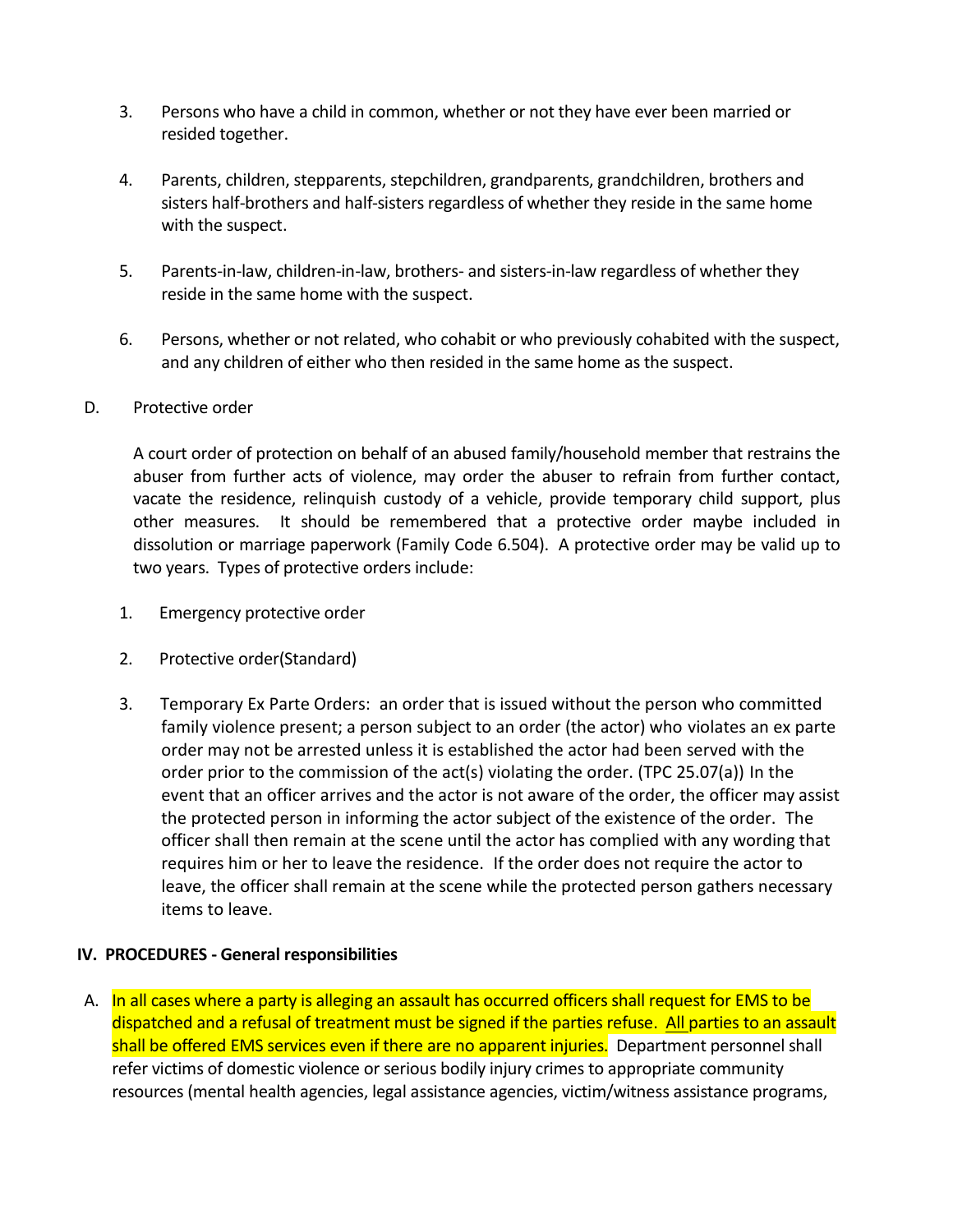3. Persons who have a child in common, whether or not they have ever been married or resided together.

4. Parents, children, stepparents, stepchildren, grandparents, grandchildren, brothers and sisters half-brothers and half-sisters regardless of whether they reside in the same home with the suspect.

5. Parents-in-law, children-in-law, brothers- and sisters-in-law regardless of whether they reside in the same home with the suspect.

6. Persons, whether or not related, who cohabit or who previously cohabited with the suspect, and any children of either who then resided in the same home as the suspect.

D. Protective order

A court order of protection on behalf of an abused family/household member that restrains the abuser from further acts of violence, may order the abuser to refrain from further contact, vacate the residence, relinquish custody of a vehicle, provide temporary child support, plus other measures. It should be remembered that a protective order maybe included in dissolution or marriage paperwork (Family Code 6.504). A protective order may be valid up to two years. Types of protective orders include:

1. Emergency protective order

2. Protective order(Standard)

3. Temporary Ex Parte Orders: an order that is issued without the person who committed family violence present; a person subject to an order (the actor) who violates an ex parte order may not be arrested unless it is established the actor had been served with the order prior to the commission of the act(s) violating the order. (TPC 25.07(a)) In the event that an officer arrives and the actor is not aware of the order, the officer may assist the protected person in informing the actor subject of the existence of the order. The officer shall then remain at the scene until the actor has complied with any wording that requires him or her to leave the residence. If the order does not require the actor to leave, the officer shall remain at the scene while the protected person gathers necessary items to leave.

## IV. PROCEDURES - General responsibilities

A. In all cases where a party is alleging an assault has occurred officers shall request for EMS to be dispatched and a refusal of treatment must be signed if the parties refuse. All parties to an assault shall be offered EMS services even if there are no apparent injuries. Department personnel shall refer victims of domestic violence or serious bodily injury crimes to appropriate community resources (mental health agencies, legal assistance agencies, victim/witness assistance programs,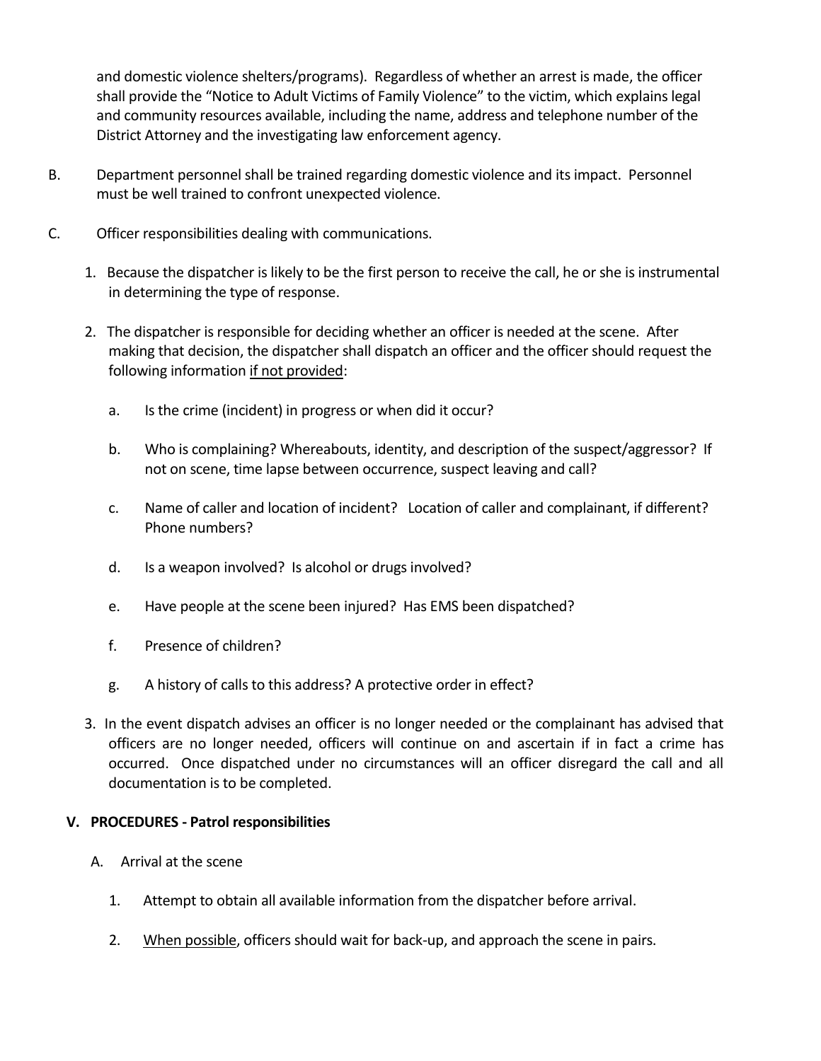and domestic violence shelters/programs). Regardless of whether an arrest is made, the officer shall provide the "Notice to Adult Victims of Family Violence" to the victim, which explains legal and community resources available, including the name, address and telephone number of the District Attorney and the investigating law enforcement agency.

B. Department personnel shall be trained regarding domestic violence and its impact. Personnel must be well trained to confront unexpected violence.

C. Officer responsibilities dealing with communications.

1. Because the dispatcher is likely to be the first person to receive the call, he or she is instrumental in determining the type of response.

2. The dispatcher is responsible for deciding whether an officer is needed at the scene. After making that decision, the dispatcher shall dispatch an officer and the officer should request the following information <u>if not provided</u>:

   a. Is the crime (incident) in progress or when did it occur?

   b. Who is complaining? Whereabouts, identity, and description of the suspect/aggressor? If not on scene, time lapse between occurrence, suspect leaving and call?

   c. Name of caller and location of incident? Location of caller and complainant, if different? Phone numbers?

   d. Is a weapon involved? Is alcohol or drugs involved?

   e. Have people at the scene been injured? Has EMS been dispatched?

   f. Presence of children?

   g. A history of calls to this address? A protective order in effect?

3. In the event dispatch advises an officer is no longer needed or the complainant has advised that officers are no longer needed, officers will continue on and ascertain if in fact a crime has occurred. Once dispatched under no circumstances will an officer disregard the call and all documentation is to be completed.

## V. PROCEDURES - Patrol responsibilities

A. Arrival at the scene

1. Attempt to obtain all available information from the dispatcher before arrival.

2. <u>When possible</u>, officers should wait for back-up, and approach the scene in pairs.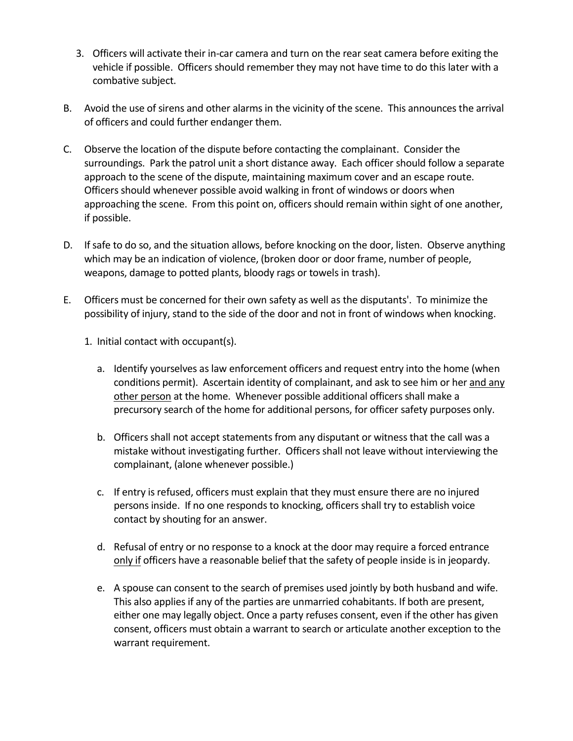3. Officers will activate their in-car camera and turn on the rear seat camera before exiting the vehicle if possible. Officers should remember they may not have time to do this later with a combative subject.

B. Avoid the use of sirens and other alarms in the vicinity of the scene. This announces the arrival of officers and could further endanger them.

C. Observe the location of the dispute before contacting the complainant. Consider the surroundings. Park the patrol unit a short distance away. Each officer should follow a separate approach to the scene of the dispute, maintaining maximum cover and an escape route. Officers should whenever possible avoid walking in front of windows or doors when approaching the scene. From this point on, officers should remain within sight of one another, if possible.

D. If safe to do so, and the situation allows, before knocking on the door, listen. Observe anything which may be an indication of violence, (broken door or door frame, number of people, weapons, damage to potted plants, bloody rags or towels in trash).

E. Officers must be concerned for their own safety as well as the disputants'. To minimize the possibility of injury, stand to the side of the door and not in front of windows when knocking.

   1. Initial contact with occupant(s).

      a. Identify yourselves as law enforcement officers and request entry into the home (when conditions permit). Ascertain identity of complainant, and ask to see him or her <u>and any other person</u> at the home. Whenever possible additional officers shall make a precursory search of the home for additional persons, for officer safety purposes only.

      b. Officers shall not accept statements from any disputant or witness that the call was a mistake without investigating further. Officers shall not leave without interviewing the complainant, (alone whenever possible.)

      c. If entry is refused, officers must explain that they must ensure there are no injured persons inside. If no one responds to knocking, officers shall try to establish voice contact by shouting for an answer.

      d. Refusal of entry or no response to a knock at the door may require a forced entrance <u>only if</u> officers have a reasonable belief that the safety of people inside is in jeopardy.

      e. A spouse can consent to the search of premises used jointly by both husband and wife. This also applies if any of the parties are unmarried cohabitants. If both are present, either one may legally object. Once a party refuses consent, even if the other has given consent, officers must obtain a warrant to search or articulate another exception to the warrant requirement.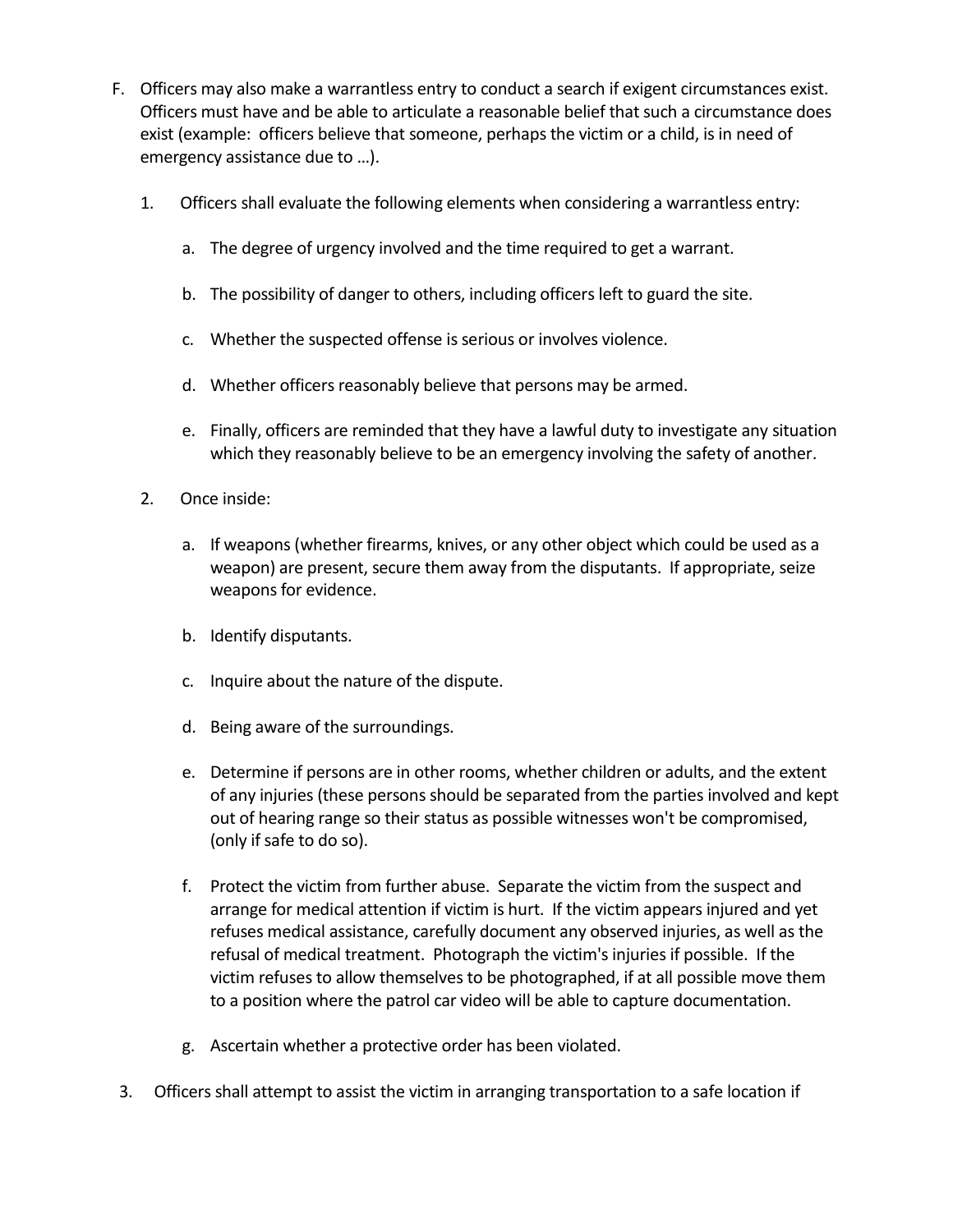F. Officers may also make a warrantless entry to conduct a search if exigent circumstances exist. Officers must have and be able to articulate a reasonable belief that such a circumstance does exist (example: officers believe that someone, perhaps the victim or a child, is in need of emergency assistance due to …).

1. Officers shall evaluate the following elements when considering a warrantless entry:

   a. The degree of urgency involved and the time required to get a warrant.

   b. The possibility of danger to others, including officers left to guard the site.

   c. Whether the suspected offense is serious or involves violence.

   d. Whether officers reasonably believe that persons may be armed.

   e. Finally, officers are reminded that they have a lawful duty to investigate any situation which they reasonably believe to be an emergency involving the safety of another.

2. Once inside:

   a. If weapons (whether firearms, knives, or any other object which could be used as a weapon) are present, secure them away from the disputants. If appropriate, seize weapons for evidence.

   b. Identify disputants.

   c. Inquire about the nature of the dispute.

   d. Being aware of the surroundings.

   e. Determine if persons are in other rooms, whether children or adults, and the extent of any injuries (these persons should be separated from the parties involved and kept out of hearing range so their status as possible witnesses won't be compromised, (only if safe to do so).

   f. Protect the victim from further abuse. Separate the victim from the suspect and arrange for medical attention if victim is hurt. If the victim appears injured and yet refuses medical assistance, carefully document any observed injuries, as well as the refusal of medical treatment. Photograph the victim's injuries if possible. If the victim refuses to allow themselves to be photographed, if at all possible move them to a position where the patrol car video will be able to capture documentation.

   g. Ascertain whether a protective order has been violated.

3. Officers shall attempt to assist the victim in arranging transportation to a safe location if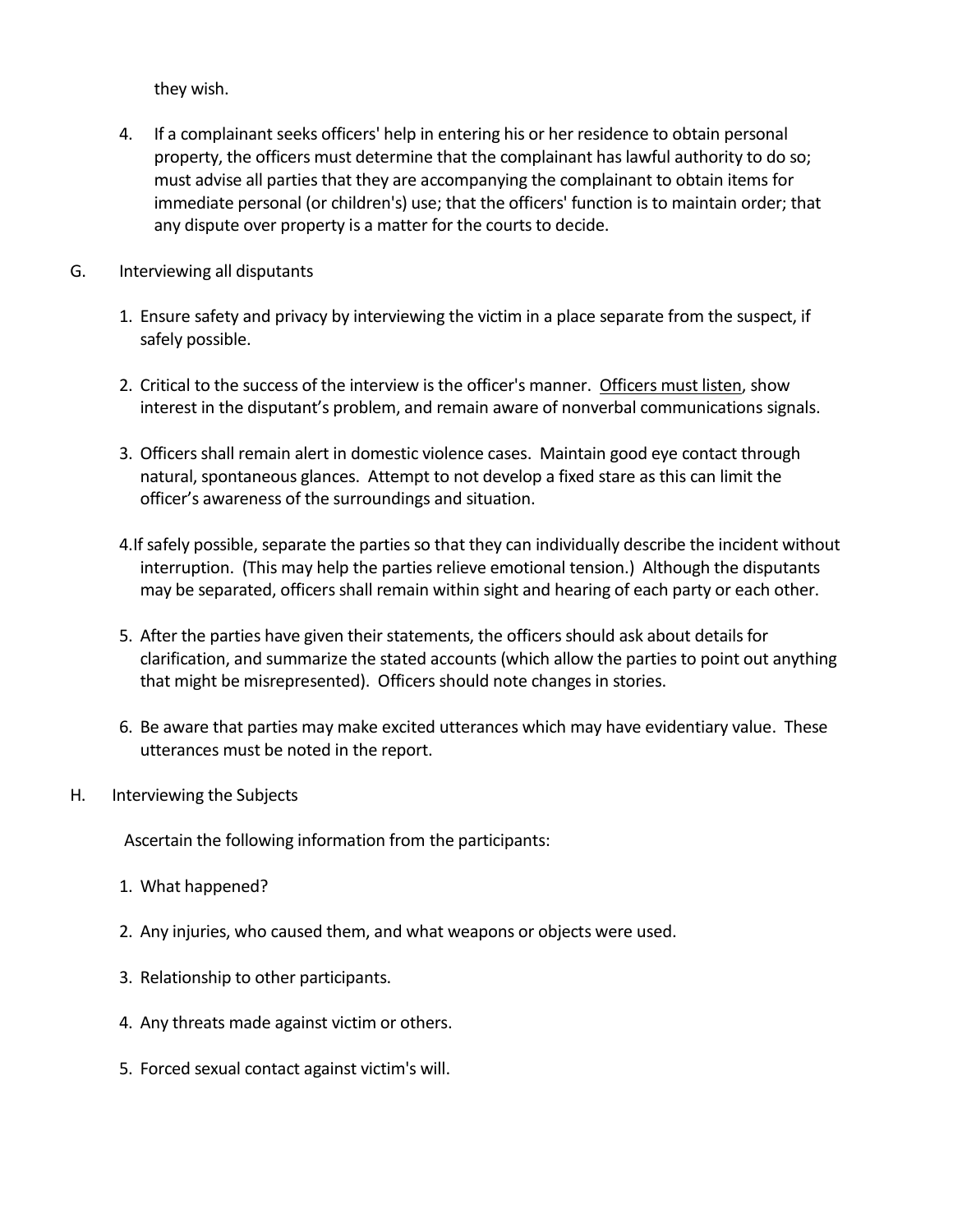they wish.

4. If a complainant seeks officers' help in entering his or her residence to obtain personal property, the officers must determine that the complainant has lawful authority to do so; must advise all parties that they are accompanying the complainant to obtain items for immediate personal (or children's) use; that the officers' function is to maintain order; that any dispute over property is a matter for the courts to decide.

G. Interviewing all disputants

1. Ensure safety and privacy by interviewing the victim in a place separate from the suspect, if safely possible.

2. Critical to the success of the interview is the officer's manner. <u>Officers must listen</u>, show interest in the disputant's problem, and remain aware of nonverbal communications signals.

3. Officers shall remain alert in domestic violence cases. Maintain good eye contact through natural, spontaneous glances. Attempt to not develop a fixed stare as this can limit the officer's awareness of the surroundings and situation.

4. If safely possible, separate the parties so that they can individually describe the incident without interruption. (This may help the parties relieve emotional tension.) Although the disputants may be separated, officers shall remain within sight and hearing of each party or each other.

5. After the parties have given their statements, the officers should ask about details for clarification, and summarize the stated accounts (which allow the parties to point out anything that might be misrepresented). Officers should note changes in stories.

6. Be aware that parties may make excited utterances which may have evidentiary value. These utterances must be noted in the report.

H. Interviewing the Subjects

Ascertain the following information from the participants:

1. What happened?

2. Any injuries, who caused them, and what weapons or objects were used.

3. Relationship to other participants.

4. Any threats made against victim or others.

5. Forced sexual contact against victim's will.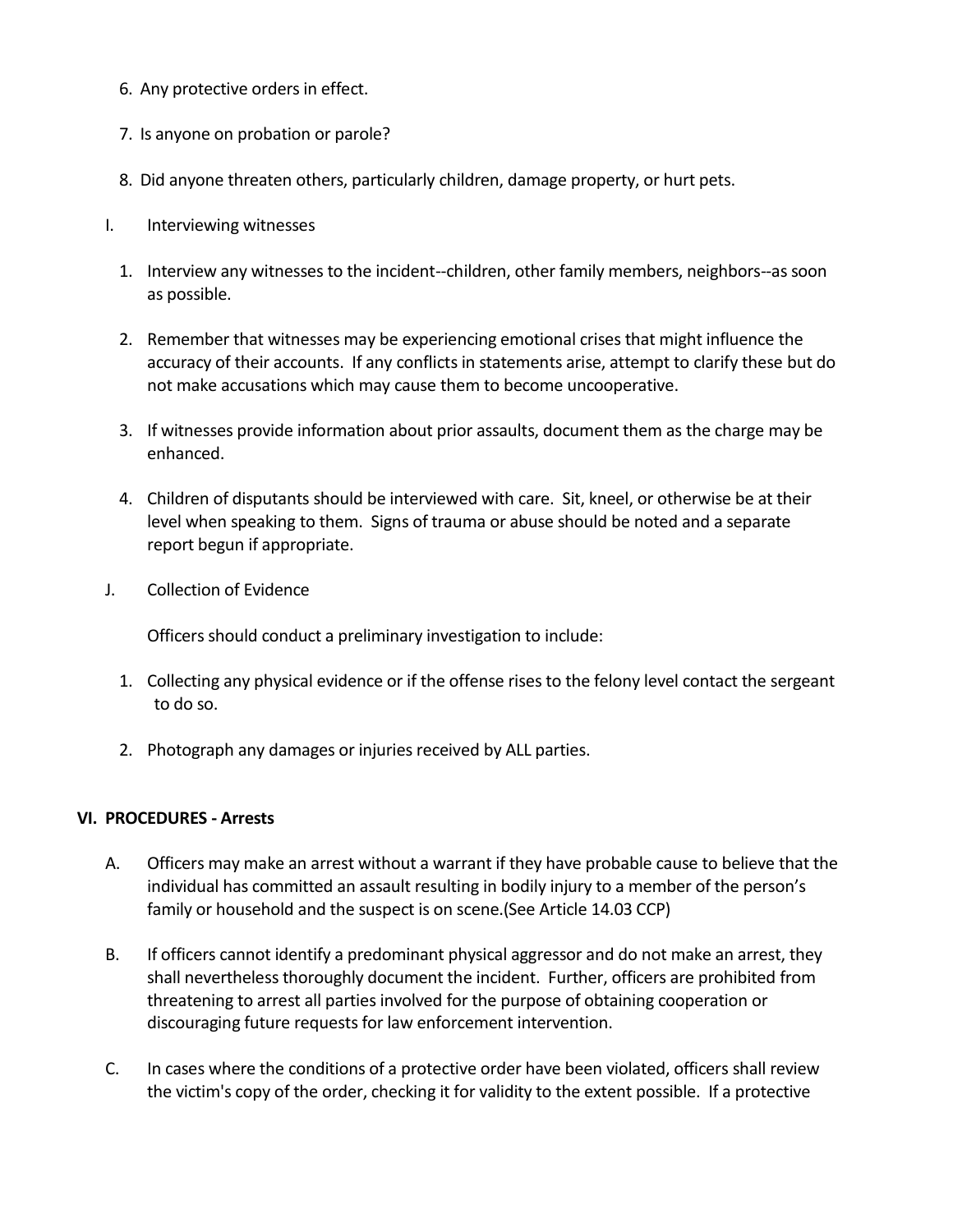6. Any protective orders in effect.

7. Is anyone on probation or parole?

8. Did anyone threaten others, particularly children, damage property, or hurt pets.

I. Interviewing witnesses

1. Interview any witnesses to the incident--children, other family members, neighbors--as soon as possible.

2. Remember that witnesses may be experiencing emotional crises that might influence the accuracy of their accounts. If any conflicts in statements arise, attempt to clarify these but do not make accusations which may cause them to become uncooperative.

3. If witnesses provide information about prior assaults, document them as the charge may be enhanced.

4. Children of disputants should be interviewed with care. Sit, kneel, or otherwise be at their level when speaking to them. Signs of trauma or abuse should be noted and a separate report begun if appropriate.

J. Collection of Evidence

Officers should conduct a preliminary investigation to include:

1. Collecting any physical evidence or if the offense rises to the felony level contact the sergeant to do so.

2. Photograph any damages or injuries received by ALL parties.

**VI. PROCEDURES - Arrests**

A. Officers may make an arrest without a warrant if they have probable cause to believe that the individual has committed an assault resulting in bodily injury to a member of the person's family or household and the suspect is on scene.(See Article 14.03 CCP)

B. If officers cannot identify a predominant physical aggressor and do not make an arrest, they shall nevertheless thoroughly document the incident. Further, officers are prohibited from threatening to arrest all parties involved for the purpose of obtaining cooperation or discouraging future requests for law enforcement intervention.

C. In cases where the conditions of a protective order have been violated, officers shall review the victim's copy of the order, checking it for validity to the extent possible. If a protective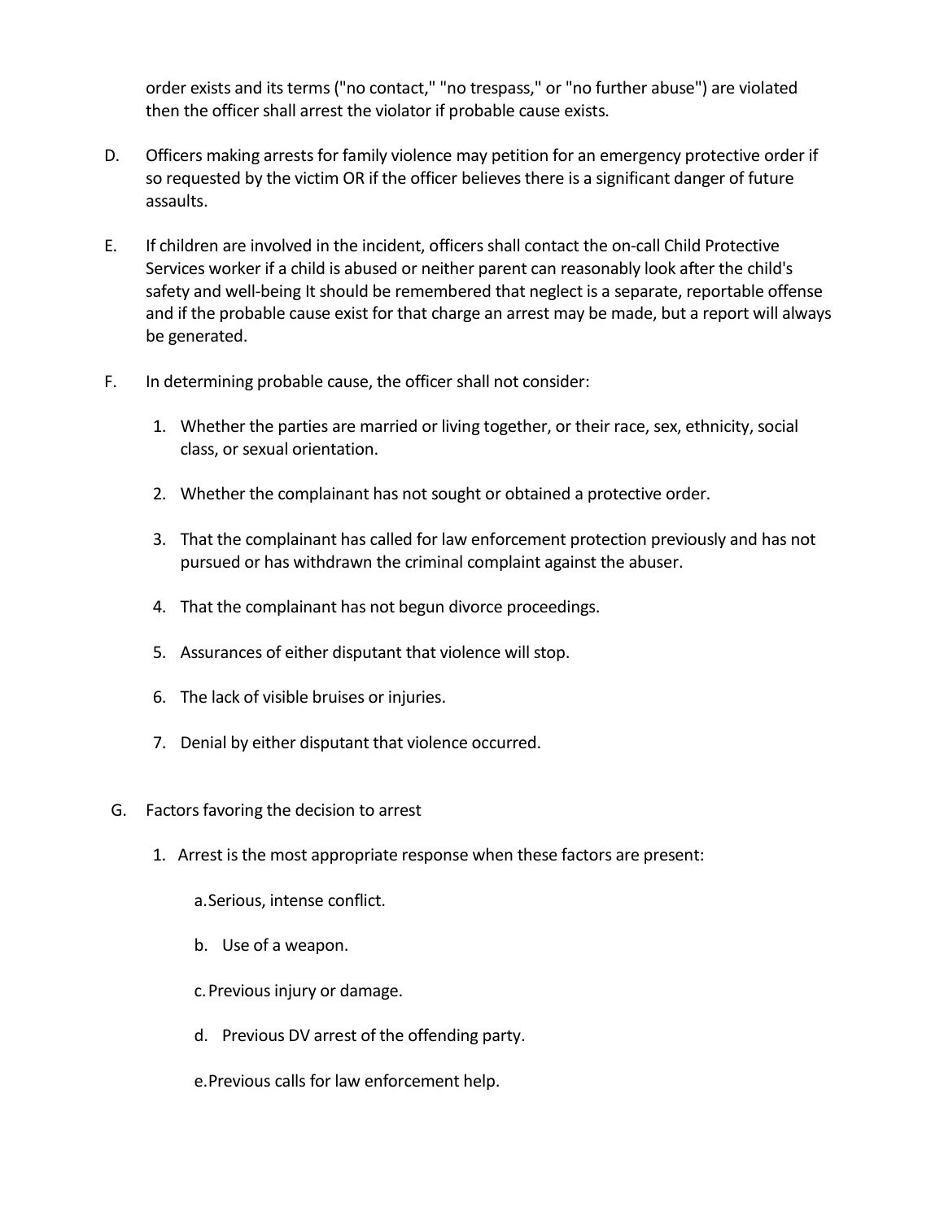order exists and its terms ("no contact," "no trespass," or "no further abuse") are violated then the officer shall arrest the violator if probable cause exists.

D. Officers making arrests for family violence may petition for an emergency protective order if so requested by the victim OR if the officer believes there is a significant danger of future assaults.

E. If children are involved in the incident, officers shall contact the on-call Child Protective Services worker if a child is abused or neither parent can reasonably look after the child's safety and well-being It should be remembered that neglect is a separate, reportable offense and if the probable cause exist for that charge an arrest may be made, but a report will always be generated.

F. In determining probable cause, the officer shall not consider:

1. Whether the parties are married or living together, or their race, sex, ethnicity, social class, or sexual orientation.
2. Whether the complainant has not sought or obtained a protective order.
3. That the complainant has called for law enforcement protection previously and has not pursued or has withdrawn the criminal complaint against the abuser.
4. That the complainant has not begun divorce proceedings.
5. Assurances of either disputant that violence will stop.
6. The lack of visible bruises or injuries.
7. Denial by either disputant that violence occurred.

G. Factors favoring the decision to arrest

1. Arrest is the most appropriate response when these factors are present:

   a. Serious, intense conflict.

   b. Use of a weapon.

   c. Previous injury or damage.

   d. Previous DV arrest of the offending party.

   e. Previous calls for law enforcement help.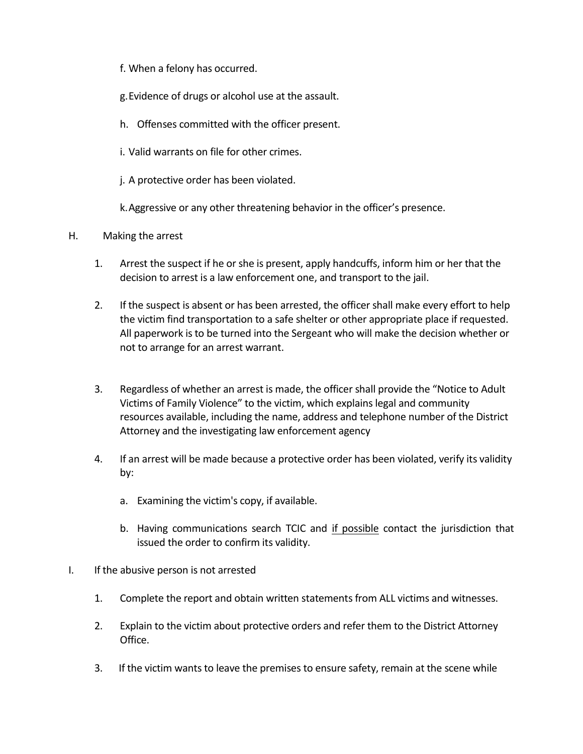f. When a felony has occurred.

g. Evidence of drugs or alcohol use at the assault.

h. Offenses committed with the officer present.

i. Valid warrants on file for other crimes.

j. A protective order has been violated.

k. Aggressive or any other threatening behavior in the officer's presence.

H. Making the arrest

1. Arrest the suspect if he or she is present, apply handcuffs, inform him or her that the decision to arrest is a law enforcement one, and transport to the jail.

2. If the suspect is absent or has been arrested, the officer shall make every effort to help the victim find transportation to a safe shelter or other appropriate place if requested. All paperwork is to be turned into the Sergeant who will make the decision whether or not to arrange for an arrest warrant.

3. Regardless of whether an arrest is made, the officer shall provide the "Notice to Adult Victims of Family Violence" to the victim, which explains legal and community resources available, including the name, address and telephone number of the District Attorney and the investigating law enforcement agency

4. If an arrest will be made because a protective order has been violated, verify its validity by:

   a. Examining the victim's copy, if available.

   b. Having communications search TCIC and <u>if possible</u> contact the jurisdiction that issued the order to confirm its validity.

I. If the abusive person is not arrested

1. Complete the report and obtain written statements from ALL victims and witnesses.

2. Explain to the victim about protective orders and refer them to the District Attorney Office.

3. If the victim wants to leave the premises to ensure safety, remain at the scene while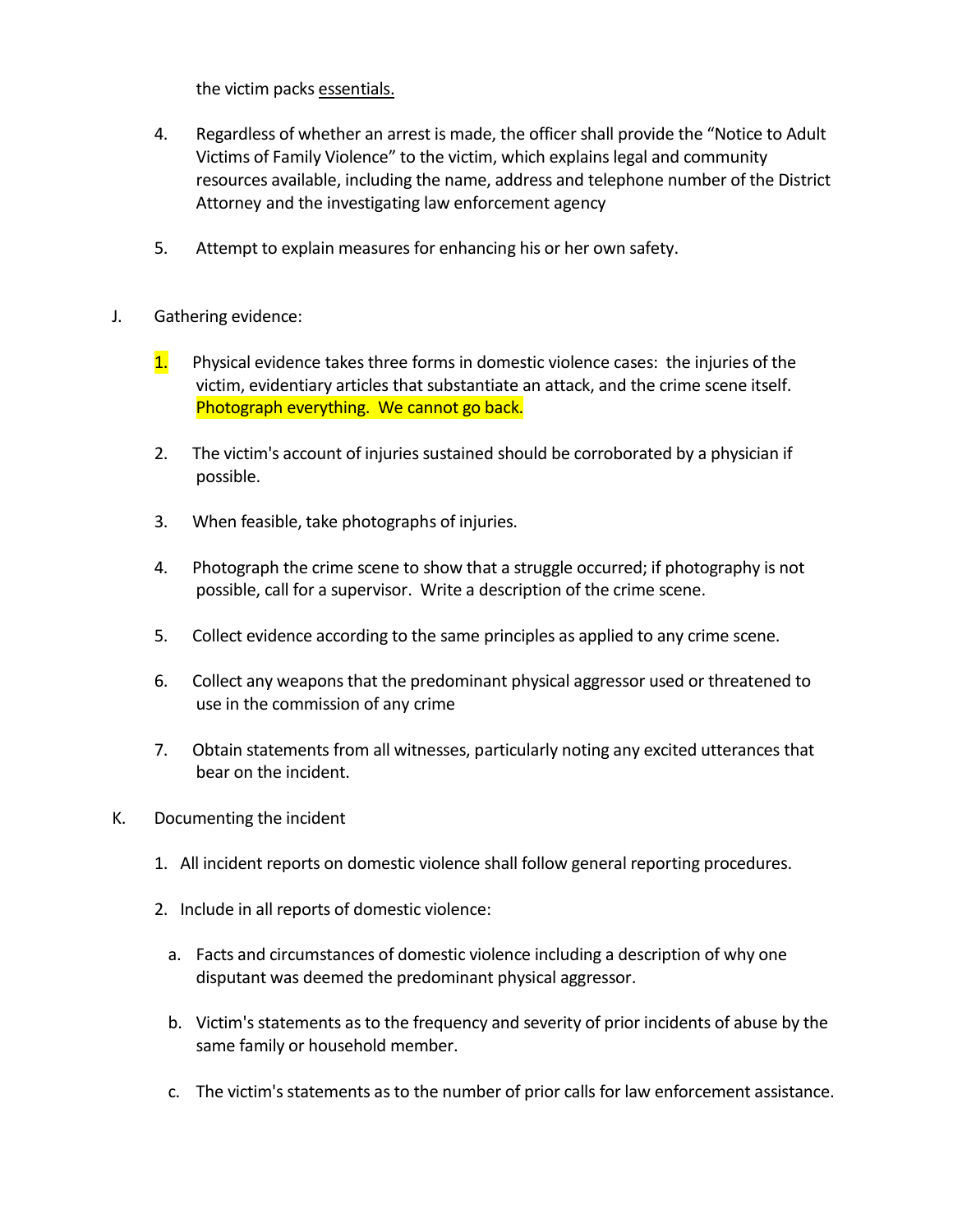the victim packs essentials.

4. Regardless of whether an arrest is made, the officer shall provide the "Notice to Adult Victims of Family Violence" to the victim, which explains legal and community resources available, including the name, address and telephone number of the District Attorney and the investigating law enforcement agency

5. Attempt to explain measures for enhancing his or her own safety.

J. Gathering evidence:

1. Physical evidence takes three forms in domestic violence cases: the injuries of the victim, evidentiary articles that substantiate an attack, and the crime scene itself. Photograph everything. We cannot go back.

2. The victim's account of injuries sustained should be corroborated by a physician if possible.

3. When feasible, take photographs of injuries.

4. Photograph the crime scene to show that a struggle occurred; if photography is not possible, call for a supervisor. Write a description of the crime scene.

5. Collect evidence according to the same principles as applied to any crime scene.

6. Collect any weapons that the predominant physical aggressor used or threatened to use in the commission of any crime

7. Obtain statements from all witnesses, particularly noting any excited utterances that bear on the incident.

K. Documenting the incident

1. All incident reports on domestic violence shall follow general reporting procedures.

2. Include in all reports of domestic violence:

   a. Facts and circumstances of domestic violence including a description of why one disputant was deemed the predominant physical aggressor.

   b. Victim's statements as to the frequency and severity of prior incidents of abuse by the same family or household member.

   c. The victim's statements as to the number of prior calls for law enforcement assistance.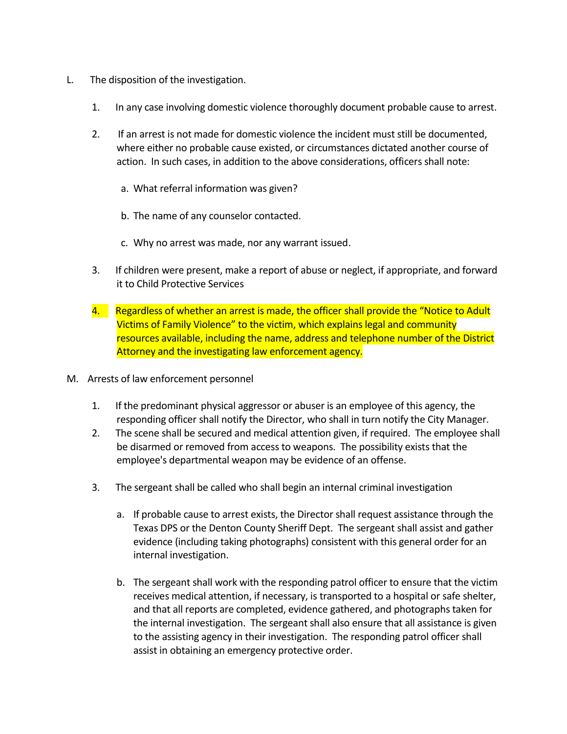L. The disposition of the investigation.

1. In any case involving domestic violence thoroughly document probable cause to arrest.

2. If an arrest is not made for domestic violence the incident must still be documented, where either no probable cause existed, or circumstances dictated another course of action. In such cases, in addition to the above considerations, officers shall note:

   a. What referral information was given?

   b. The name of any counselor contacted.

   c. Why no arrest was made, nor any warrant issued.

3. If children were present, make a report of abuse or neglect, if appropriate, and forward it to Child Protective Services

4. Regardless of whether an arrest is made, the officer shall provide the "Notice to Adult Victims of Family Violence" to the victim, which explains legal and community resources available, including the name, address and telephone number of the District Attorney and the investigating law enforcement agency.

M. Arrests of law enforcement personnel

1. If the predominant physical aggressor or abuser is an employee of this agency, the responding officer shall notify the Director, who shall in turn notify the City Manager.
2. The scene shall be secured and medical attention given, if required. The employee shall be disarmed or removed from access to weapons. The possibility exists that the employee's departmental weapon may be evidence of an offense.

3. The sergeant shall be called who shall begin an internal criminal investigation

   a. If probable cause to arrest exists, the Director shall request assistance through the Texas DPS or the Denton County Sheriff Dept. The sergeant shall assist and gather evidence (including taking photographs) consistent with this general order for an internal investigation.

   b. The sergeant shall work with the responding patrol officer to ensure that the victim receives medical attention, if necessary, is transported to a hospital or safe shelter, and that all reports are completed, evidence gathered, and photographs taken for the internal investigation. The sergeant shall also ensure that all assistance is given to the assisting agency in their investigation. The responding patrol officer shall assist in obtaining an emergency protective order.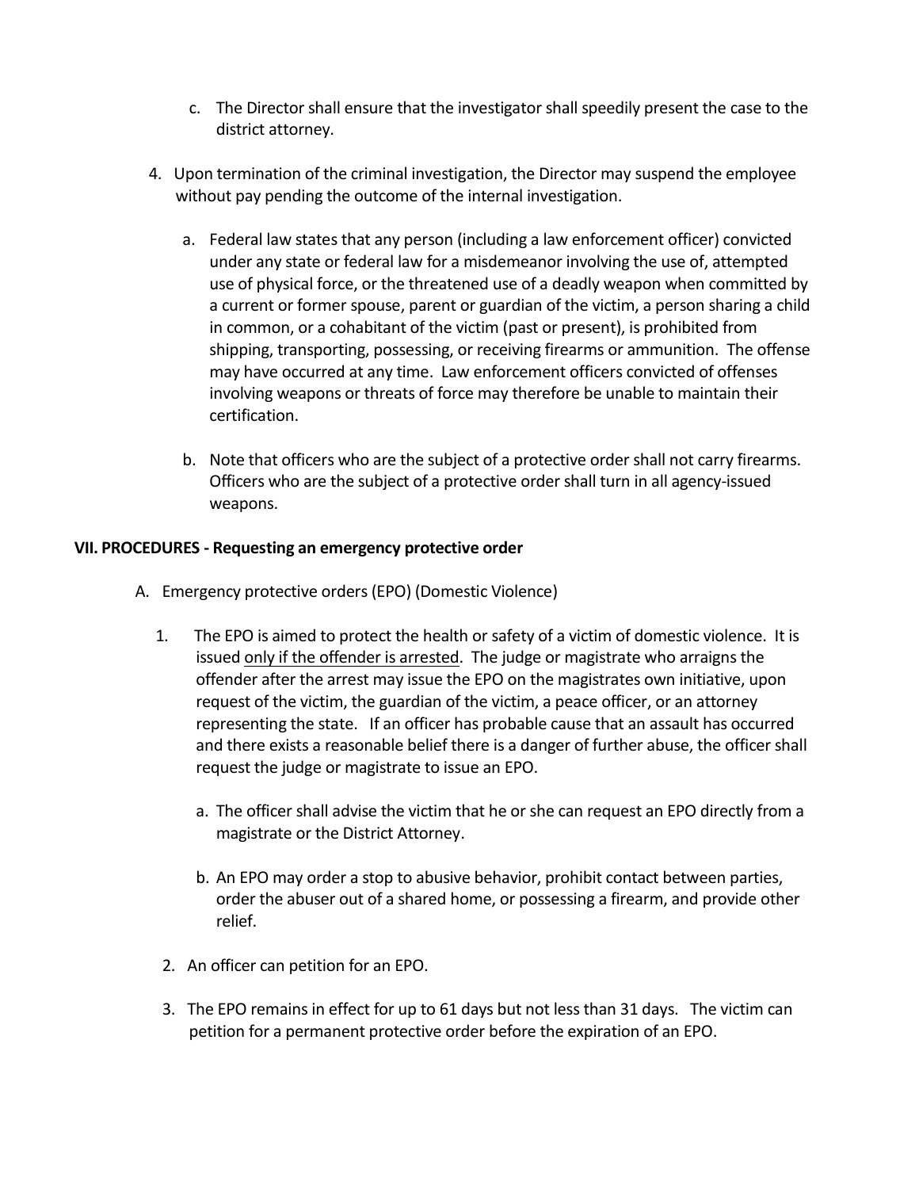c. The Director shall ensure that the investigator shall speedily present the case to the district attorney.

4. Upon termination of the criminal investigation, the Director may suspend the employee without pay pending the outcome of the internal investigation.

   a. Federal law states that any person (including a law enforcement officer) convicted under any state or federal law for a misdemeanor involving the use of, attempted use of physical force, or the threatened use of a deadly weapon when committed by a current or former spouse, parent or guardian of the victim, a person sharing a child in common, or a cohabitant of the victim (past or present), is prohibited from shipping, transporting, possessing, or receiving firearms or ammunition. The offense may have occurred at any time. Law enforcement officers convicted of offenses involving weapons or threats of force may therefore be unable to maintain their certification.

   b. Note that officers who are the subject of a protective order shall not carry firearms. Officers who are the subject of a protective order shall turn in all agency-issued weapons.

**VII. PROCEDURES - Requesting an emergency protective order**

A. Emergency protective orders (EPO) (Domestic Violence)

1. The EPO is aimed to protect the health or safety of a victim of domestic violence. It is issued <u>only if the offender is arrested</u>. The judge or magistrate who arraigns the offender after the arrest may issue the EPO on the magistrates own initiative, upon request of the victim, the guardian of the victim, a peace officer, or an attorney representing the state. If an officer has probable cause that an assault has occurred and there exists a reasonable belief there is a danger of further abuse, the officer shall request the judge or magistrate to issue an EPO.

   a. The officer shall advise the victim that he or she can request an EPO directly from a magistrate or the District Attorney.

   b. An EPO may order a stop to abusive behavior, prohibit contact between parties, order the abuser out of a shared home, or possessing a firearm, and provide other relief.

2. An officer can petition for an EPO.

3. The EPO remains in effect for up to 61 days but not less than 31 days. The victim can petition for a permanent protective order before the expiration of an EPO.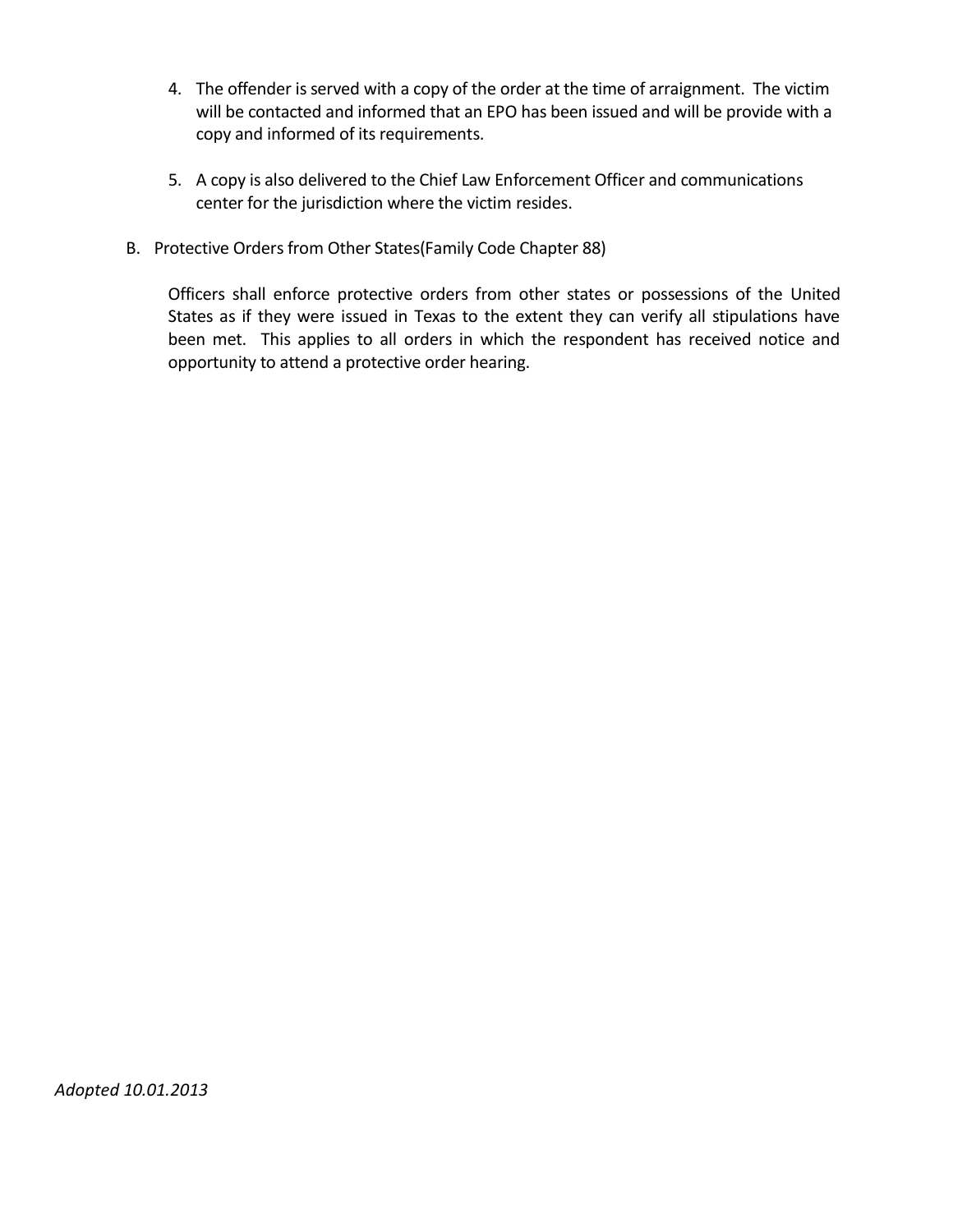4. The offender is served with a copy of the order at the time of arraignment. The victim will be contacted and informed that an EPO has been issued and will be provide with a copy and informed of its requirements.

5. A copy is also delivered to the Chief Law Enforcement Officer and communications center for the jurisdiction where the victim resides.

B. Protective Orders from Other States(Family Code Chapter 88)

   Officers shall enforce protective orders from other states or possessions of the United States as if they were issued in Texas to the extent they can verify all stipulations have been met. This applies to all orders in which the respondent has received notice and opportunity to attend a protective order hearing.

*Adopted 10.01.2013*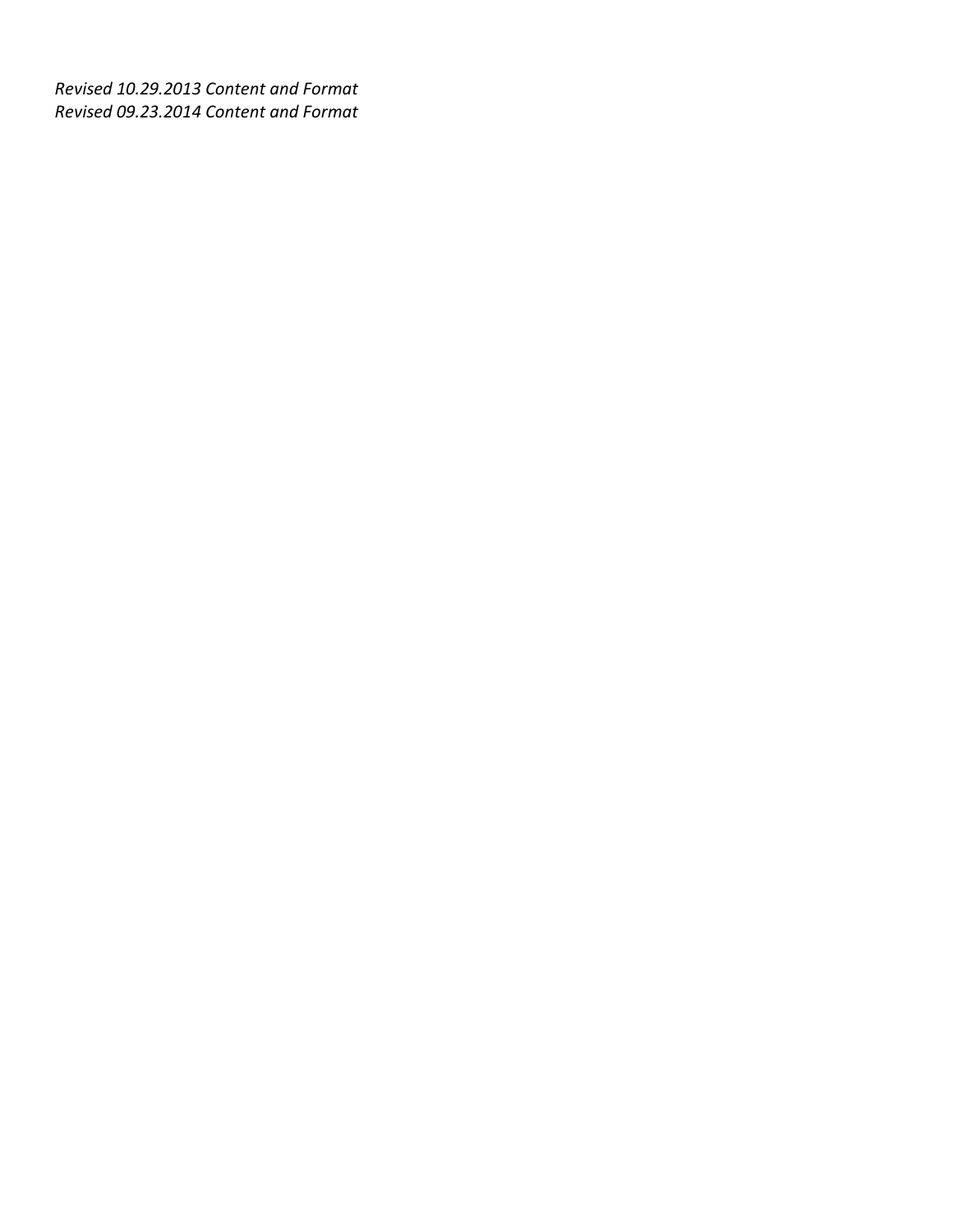*Revised 10.29.2013 Content and Format*
*Revised 09.23.2014 Content and Format*